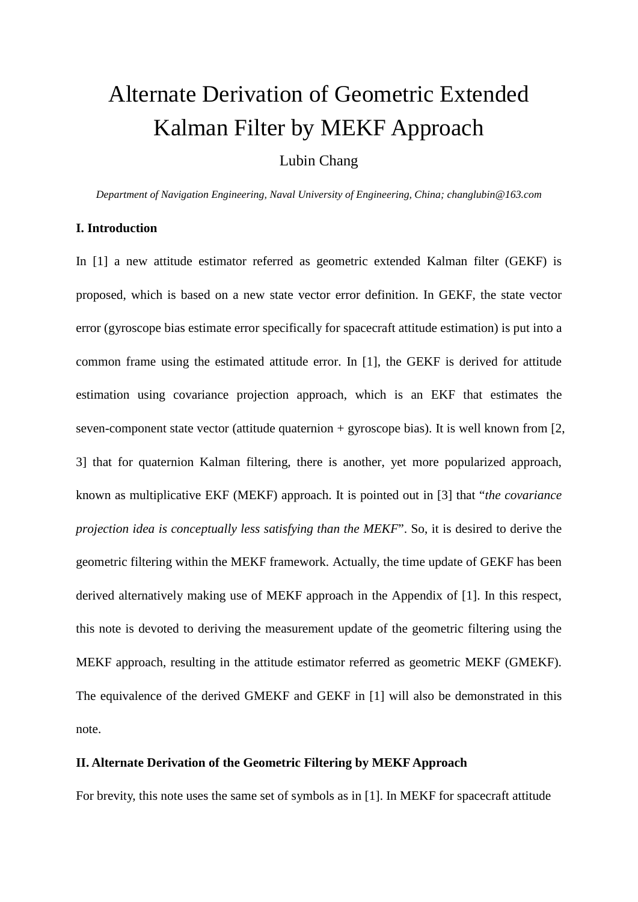# Alternate Derivation of Geometric Extended Kalman Filter by MEKF Approach

Lubin Chang

*Department of Navigation Engineering, Naval University of Engineering, China; changlubin@163.com*

## I. Introduction

In [1] a new attitude estimator referred as geometric extended Kalman filter (GEKF) is proposed, which is based on a new state vector error definition. In GEKF, the state vector error (gyroscope bias estimate error specifically for spacecraft attitude estimation) is put into a common frame using the estimated attitude error. In [1], the GEKF is derived for attitude estimation using covariance projection approach, which is an EKF that estimates the seven-component state vector (attitude quaternion + gyroscope bias). It is well known from [2, 3] that for quaternion Kalman filtering, there is another, yet more popularized approach, known as multiplicative EKF (MEKF) approach. It is pointed out in [3] that "*the covariance projection idea is conceptually less satisfying than the MEKF*". So, it is desired to derive the geometric filtering within the MEKF framework. Actually, the time update of GEKF has been derived alternatively making use of MEKF approach in the Appendix of [1]. In this respect, this note is devoted to deriving the measurement update of the geometric filtering using the MEKF approach, resulting in the attitude estimator referred as geometric MEKF (GMEKF). The equivalence of the derived GMEKF and GEKF in [1] will also be demonstrated in this note.

## II. Alternate Derivation of the Geometric Filtering by MEKF Approach

For brevity, this note uses the same set of symbols as in [1]. In MEKF for spacecraft attitude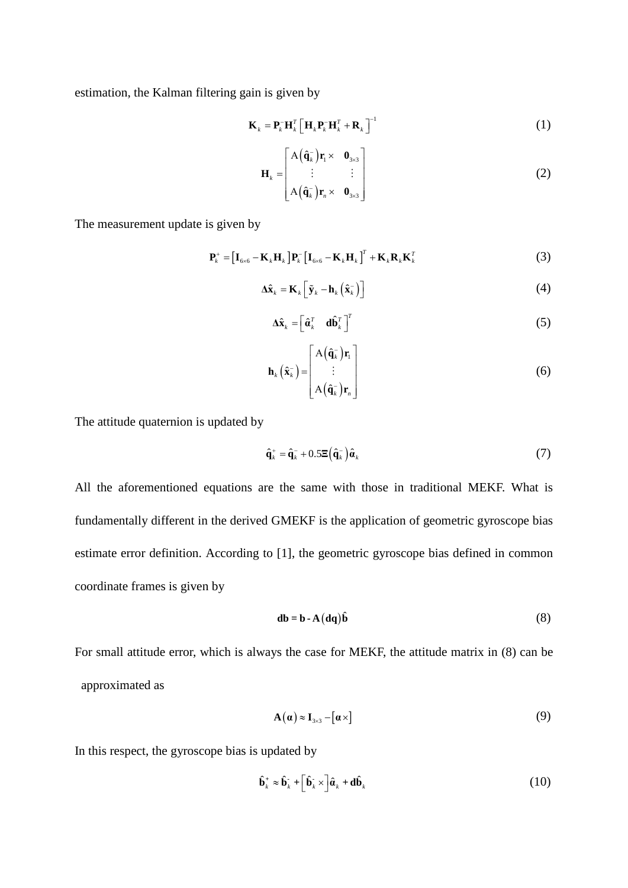estimation, the Kalman filtering gain is given by

$$\mathbf{K}_k = \mathbf{P}_k^{-}\mathbf{H}_k^T\left[\mathbf{H}_k\mathbf{P}_k^{-}\mathbf{H}_k^T + \mathbf{R}_k\right]^{-1} \tag{1}$$

$$\mathbf{H}_k = \begin{bmatrix} \mathrm{A}\left(\hat{\mathbf{q}}_k^{-}\right)\mathbf{r}_1\times & \mathbf{0}_{3\times3} \\ \vdots & \vdots \\ \mathrm{A}\left(\hat{\mathbf{q}}_k^{-}\right)\mathbf{r}_n\times & \mathbf{0}_{3\times3} \end{bmatrix} \tag{2}$$

The measurement update is given by

$$\mathbf{P}_k^{+} = \left[\mathbf{I}_{6\times6} - \mathbf{K}_k\mathbf{H}_k\right]\mathbf{P}_k^{-}\left[\mathbf{I}_{6\times6} - \mathbf{K}_k\mathbf{H}_k\right]^T + \mathbf{K}_k\mathbf{R}_k\mathbf{K}_k^T \tag{3}$$

$$\Delta\hat{\mathbf{x}}_k = \mathbf{K}_k\left[\tilde{\mathbf{y}}_k - \mathbf{h}_k\left(\hat{\mathbf{x}}_k^{-}\right)\right] \tag{4}$$

$$\Delta\hat{\mathbf{x}}_k = \begin{bmatrix} \hat{\boldsymbol{\alpha}}_k^T & \mathbf{d}\hat{\mathbf{b}}_k^T \end{bmatrix}^T \tag{5}$$

$$\mathbf{h}_k\left(\hat{\mathbf{x}}_k^{-}\right) = \begin{bmatrix} \mathrm{A}\left(\hat{\mathbf{q}}_k^{-}\right)\mathbf{r}_1 \\ \vdots \\ \mathrm{A}\left(\hat{\mathbf{q}}_k^{-}\right)\mathbf{r}_n \end{bmatrix} \tag{6}$$

The attitude quaternion is updated by

$$\hat{\mathbf{q}}_k^{+} = \hat{\mathbf{q}}_k^{-} + 0.5\boldsymbol{\Xi}\left(\hat{\mathbf{q}}_k^{-}\right)\hat{\boldsymbol{\alpha}}_k \tag{7}$$

All the aforementioned equations are the same with those in traditional MEKF. What is fundamentally different in the derived GMEKF is the application of geometric gyroscope bias estimate error definition. According to [1], the geometric gyroscope bias defined in common coordinate frames is given by

$$\mathbf{db} = \mathbf{b} - \mathbf{A}\left(\mathbf{dq}\right)\hat{\mathbf{b}} \tag{8}$$

For small attitude error, which is always the case for MEKF, the attitude matrix in (8) can be approximated as

$$\mathbf{A}\left(\boldsymbol{\alpha}\right) \approx \mathbf{I}_{3\times3} - \left[\boldsymbol{\alpha}\times\right] \tag{9}$$

In this respect, the gyroscope bias is updated by

$$\hat{\mathbf{b}}_k^{+} \approx \hat{\mathbf{b}}_k^{-} + \left[\hat{\mathbf{b}}_k^{-}\times\right]\hat{\boldsymbol{\alpha}}_k + \mathbf{d}\hat{\mathbf{b}}_k \tag{10}$$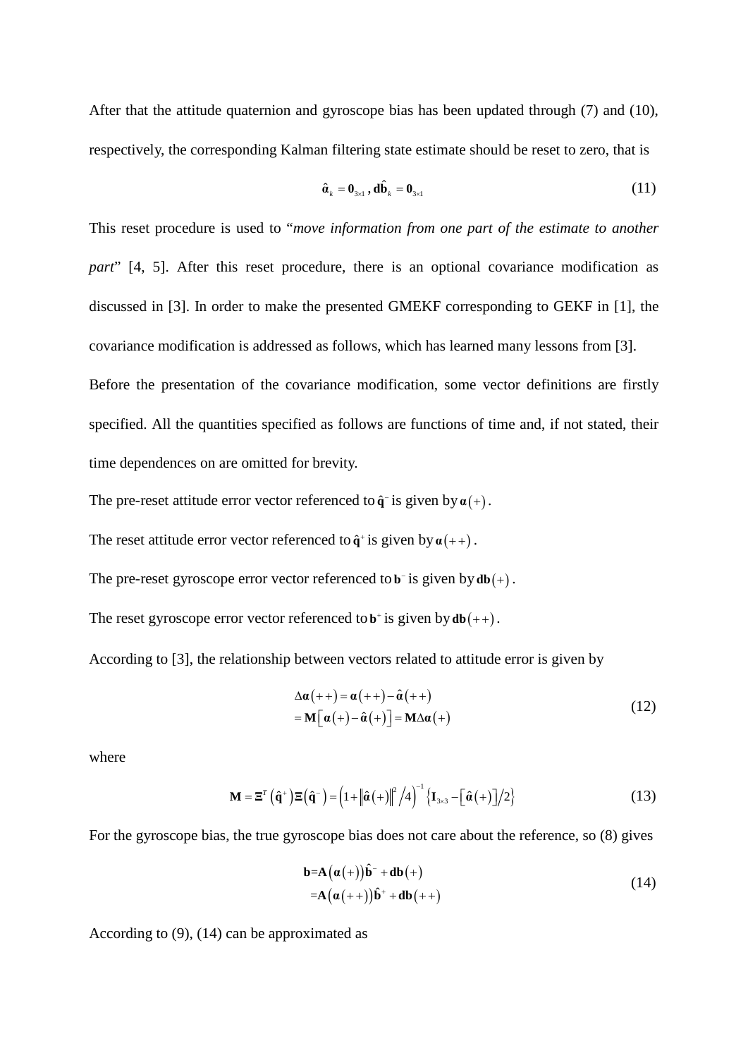After that the attitude quaternion and gyroscope bias has been updated through (7) and (10), respectively, the corresponding Kalman filtering state estimate should be reset to zero, that is

$$\hat{\boldsymbol{\alpha}}_k = \mathbf{0}_{3\times1}, \, \mathbf{d}\hat{\mathbf{b}}_k = \mathbf{0}_{3\times1} \tag{11}$$

This reset procedure is used to "*move information from one part of the estimate to another part*" [4, 5]. After this reset procedure, there is an optional covariance modification as discussed in [3]. In order to make the presented GMEKF corresponding to GEKF in [1], the covariance modification is addressed as follows, which has learned many lessons from [3].

Before the presentation of the covariance modification, some vector definitions are firstly specified. All the quantities specified as follows are functions of time and, if not stated, their time dependences on are omitted for brevity.

The pre-reset attitude error vector referenced to $\hat{\mathbf{q}}^-$ is given by $\boldsymbol{\alpha}(+)$.

The reset attitude error vector referenced to $\hat{\mathbf{q}}^+$ is given by $\boldsymbol{\alpha}(++)$.

The pre-reset gyroscope error vector referenced to $\mathbf{b}^-$ is given by $\mathbf{db}(+)$.

The reset gyroscope error vector referenced to $\mathbf{b}^+$ is given by $\mathbf{db}(++)$.

According to [3], the relationship between vectors related to attitude error is given by

$$\begin{aligned}\Delta\boldsymbol{\alpha}(++) &= \boldsymbol{\alpha}(++) - \hat{\boldsymbol{\alpha}}(++) \\ &= \mathbf{M}\left[\boldsymbol{\alpha}(+) - \hat{\boldsymbol{\alpha}}(+)\right] = \mathbf{M}\Delta\boldsymbol{\alpha}(+)\end{aligned} \tag{12}$$

where

$$\mathbf{M} = \boldsymbol{\Xi}^T\left(\hat{\mathbf{q}}^+\right)\boldsymbol{\Xi}\left(\hat{\mathbf{q}}^-\right) = \left(1 + \left\|\hat{\boldsymbol{\alpha}}(+)\right\|^2 / 4\right)^{-1}\left\{\mathbf{I}_{3\times3} - \left[\hat{\boldsymbol{\alpha}}(+)\right]/2\right\} \tag{13}$$

For the gyroscope bias, the true gyroscope bias does not care about the reference, so (8) gives

$$\begin{aligned}\mathbf{b} &= \mathbf{A}\left(\boldsymbol{\alpha}(+)\right)\hat{\mathbf{b}}^- + \mathbf{db}(+) \\ &= \mathbf{A}\left(\boldsymbol{\alpha}(++)\right)\hat{\mathbf{b}}^+ + \mathbf{db}(++)\end{aligned} \tag{14}$$

According to (9), (14) can be approximated as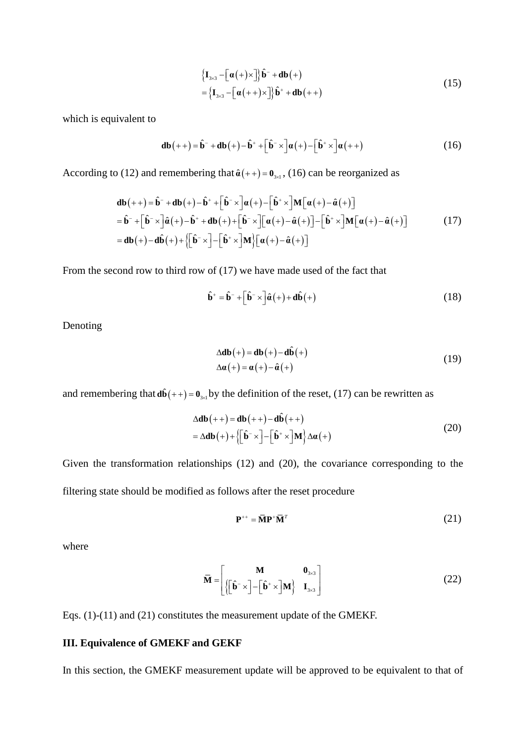$$
\begin{aligned}
&\left\{\mathbf{I}_{3\times 3}-\left[\boldsymbol{\alpha}(+)\times\right]\right\}\hat{\mathbf{b}}^{-}+\mathbf{db}(+) \\
&=\left\{\mathbf{I}_{3\times 3}-\left[\boldsymbol{\alpha}(++)\times\right]\right\}\hat{\mathbf{b}}^{+}+\mathbf{db}(++)
\end{aligned}
\tag{15}
$$

which is equivalent to

$$
\mathbf{db}(++)=\hat{\mathbf{b}}^{-}+\mathbf{db}(+)-\hat{\mathbf{b}}^{+}+\left[\hat{\mathbf{b}}^{-}\times\right]\boldsymbol{\alpha}(+)-\left[\hat{\mathbf{b}}^{+}\times\right]\boldsymbol{\alpha}(++)
\tag{16}
$$

According to (12) and remembering that $\hat{\boldsymbol{\alpha}}(++)=\mathbf{0}_{3\times 1}$, (16) can be reorganized as

$$
\begin{aligned}
\mathbf{db}(++)&=\hat{\mathbf{b}}^{-}+\mathbf{db}(+)-\hat{\mathbf{b}}^{+}+\left[\hat{\mathbf{b}}^{-}\times\right]\boldsymbol{\alpha}(+)-\left[\hat{\mathbf{b}}^{+}\times\right]\mathbf{M}\left[\boldsymbol{\alpha}(+)-\hat{\boldsymbol{\alpha}}(+)\right] \\
&=\hat{\mathbf{b}}^{-}+\left[\hat{\mathbf{b}}^{-}\times\right]\hat{\boldsymbol{\alpha}}(+)-\hat{\mathbf{b}}^{+}+\mathbf{db}(+)+\left[\hat{\mathbf{b}}^{-}\times\right]\left[\boldsymbol{\alpha}(+)-\hat{\boldsymbol{\alpha}}(+)\right]-\left[\hat{\mathbf{b}}^{+}\times\right]\mathbf{M}\left[\boldsymbol{\alpha}(+)-\hat{\boldsymbol{\alpha}}(+)\right] \\
&=\mathbf{db}(+)-\mathbf{d}\hat{\mathbf{b}}(+)+\left\{\left[\hat{\mathbf{b}}^{-}\times\right]-\left[\hat{\mathbf{b}}^{+}\times\right]\mathbf{M}\right\}\left[\boldsymbol{\alpha}(+)-\hat{\boldsymbol{\alpha}}(+)\right]
\end{aligned}
\tag{17}
$$

From the second row to third row of (17) we have made used of the fact that

$$
\hat{\mathbf{b}}^{+}=\hat{\mathbf{b}}^{-}+\left[\hat{\mathbf{b}}^{-}\times\right]\hat{\boldsymbol{\alpha}}(+)+\mathbf{d}\hat{\mathbf{b}}(+)
\tag{18}
$$

Denoting

$$
\begin{aligned}
\Delta\mathbf{db}(+)&=\mathbf{db}(+)-\mathbf{d}\hat{\mathbf{b}}(+) \\
\Delta\boldsymbol{\alpha}(+)&=\boldsymbol{\alpha}(+)-\hat{\boldsymbol{\alpha}}(+)
\end{aligned}
\tag{19}
$$

and remembering that $\mathbf{d}\hat{\mathbf{b}}(++)=\mathbf{0}_{3\times 1}$ by the definition of the reset, (17) can be rewritten as

$$
\begin{aligned}
\Delta\mathbf{db}(++)&=\mathbf{db}(++)-\mathbf{d}\hat{\mathbf{b}}(++) \\
&=\Delta\mathbf{db}(+)+\left\{\left[\hat{\mathbf{b}}^{-}\times\right]-\left[\hat{\mathbf{b}}^{+}\times\right]\mathbf{M}\right\}\Delta\boldsymbol{\alpha}(+)
\end{aligned}
\tag{20}
$$

Given the transformation relationships (12) and (20), the covariance corresponding to the filtering state should be modified as follows after the reset procedure

$$
\mathbf{P}^{++}=\overline{\mathbf{M}}\mathbf{P}^{+}\overline{\mathbf{M}}^{T}
\tag{21}
$$

where

$$
\overline{\mathbf{M}}=\begin{bmatrix}\mathbf{M} & \mathbf{0}_{3\times 3} \\ \left\{\left[\hat{\mathbf{b}}^{-}\times\right]-\left[\hat{\mathbf{b}}^{+}\times\right]\mathbf{M}\right\} & \mathbf{I}_{3\times 3}\end{bmatrix}
\tag{22}
$$

Eqs. (1)-(11) and (21) constitutes the measurement update of the GMEKF.

### III. Equivalence of GMEKF and GEKF

In this section, the GMEKF measurement update will be approved to be equivalent to that of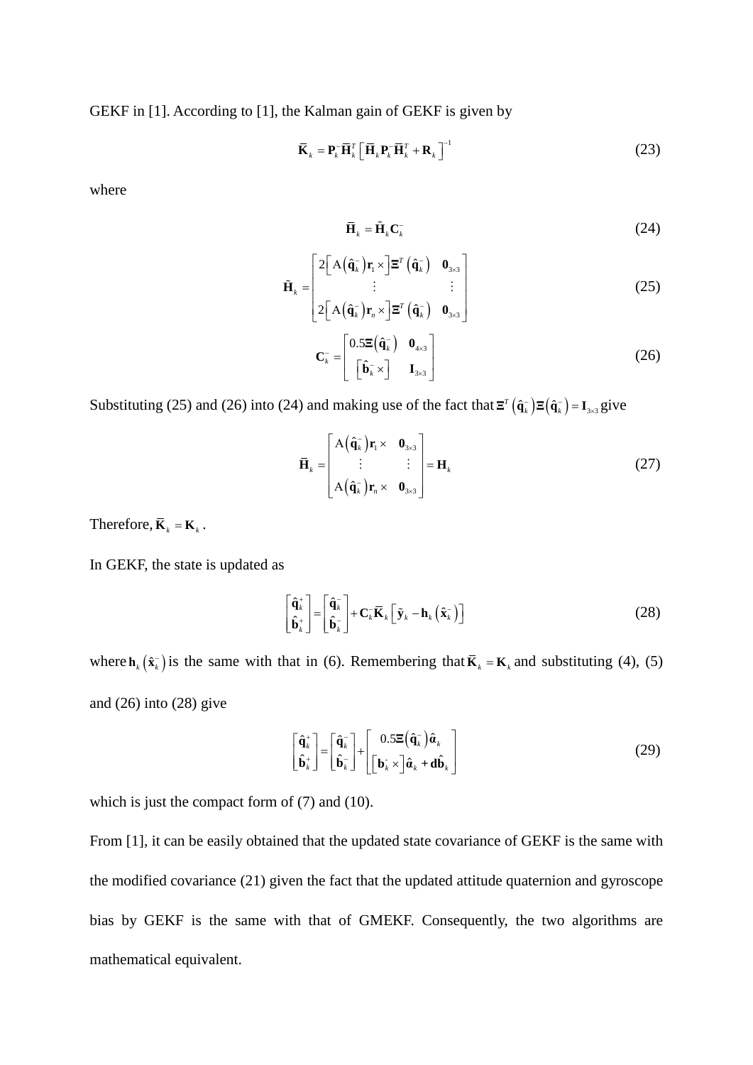GEKF in [1]. According to [1], the Kalman gain of GEKF is given by

$$\bar{\mathbf{K}}_k = \mathbf{P}_k^- \bar{\mathbf{H}}_k^T \left[ \bar{\mathbf{H}}_k \mathbf{P}_k^- \bar{\mathbf{H}}_k^T + \mathbf{R}_k \right]^{-1} \tag{23}$$

where

$$\bar{\mathbf{H}}_k = \tilde{\mathbf{H}}_k \mathbf{C}_k^- \tag{24}$$

$$\tilde{\mathbf{H}}_k = \begin{bmatrix} 2\left[ \mathrm{A}\left(\hat{\mathbf{q}}_k^-\right)\mathbf{r}_1 \times \right]\mathbf{\Xi}^T\left(\hat{\mathbf{q}}_k^-\right) & \mathbf{0}_{3\times 3} \\ \vdots & \vdots \\ 2\left[ \mathrm{A}\left(\hat{\mathbf{q}}_k^-\right)\mathbf{r}_n \times \right]\mathbf{\Xi}^T\left(\hat{\mathbf{q}}_k^-\right) & \mathbf{0}_{3\times 3} \end{bmatrix} \tag{25}$$

$$\mathbf{C}_k^- = \begin{bmatrix} 0.5\mathbf{\Xi}\left(\hat{\mathbf{q}}_k^-\right) & \mathbf{0}_{4\times 3} \\ \left[\hat{\mathbf{b}}_k^- \times\right] & \mathbf{I}_{3\times 3} \end{bmatrix} \tag{26}$$

Substituting (25) and (26) into (24) and making use of the fact that $\mathbf{\Xi}^T\left(\hat{\mathbf{q}}_k^-\right)\mathbf{\Xi}\left(\hat{\mathbf{q}}_k^-\right) = \mathbf{I}_{3\times 3}$ give

$$\bar{\mathbf{H}}_k = \begin{bmatrix} \mathrm{A}\left(\hat{\mathbf{q}}_k^-\right)\mathbf{r}_1 \times & \mathbf{0}_{3\times 3} \\ \vdots & \vdots \\ \mathrm{A}\left(\hat{\mathbf{q}}_k^-\right)\mathbf{r}_n \times & \mathbf{0}_{3\times 3} \end{bmatrix} = \mathbf{H}_k \tag{27}$$

Therefore, $\bar{\mathbf{K}}_k = \mathbf{K}_k$.

In GEKF, the state is updated as

$$\begin{bmatrix} \hat{\mathbf{q}}_k^+ \\ \hat{\mathbf{b}}_k^+ \end{bmatrix} = \begin{bmatrix} \hat{\mathbf{q}}_k^- \\ \hat{\mathbf{b}}_k^- \end{bmatrix} + \mathbf{C}_k^- \bar{\mathbf{K}}_k \left[ \tilde{\mathbf{y}}_k - \mathbf{h}_k\left(\hat{\mathbf{x}}_k^-\right) \right] \tag{28}$$

where $\mathbf{h}_k\left(\hat{\mathbf{x}}_k^-\right)$ is the same with that in (6). Remembering that $\bar{\mathbf{K}}_k = \mathbf{K}_k$ and substituting (4), (5) and (26) into (28) give

$$\begin{bmatrix} \hat{\mathbf{q}}_k^+ \\ \hat{\mathbf{b}}_k^+ \end{bmatrix} = \begin{bmatrix} \hat{\mathbf{q}}_k^- \\ \hat{\mathbf{b}}_k^- \end{bmatrix} + \begin{bmatrix} 0.5\mathbf{\Xi}\left(\hat{\mathbf{q}}_k^-\right)\hat{\boldsymbol{\alpha}}_k \\ \left[\mathbf{b}_k^- \times\right]\hat{\boldsymbol{\alpha}}_k + \mathbf{d}\hat{\mathbf{b}}_k \end{bmatrix} \tag{29}$$

which is just the compact form of (7) and (10).

From [1], it can be easily obtained that the updated state covariance of GEKF is the same with the modified covariance (21) given the fact that the updated attitude quaternion and gyroscope bias by GEKF is the same with that of GMEKF. Consequently, the two algorithms are mathematical equivalent.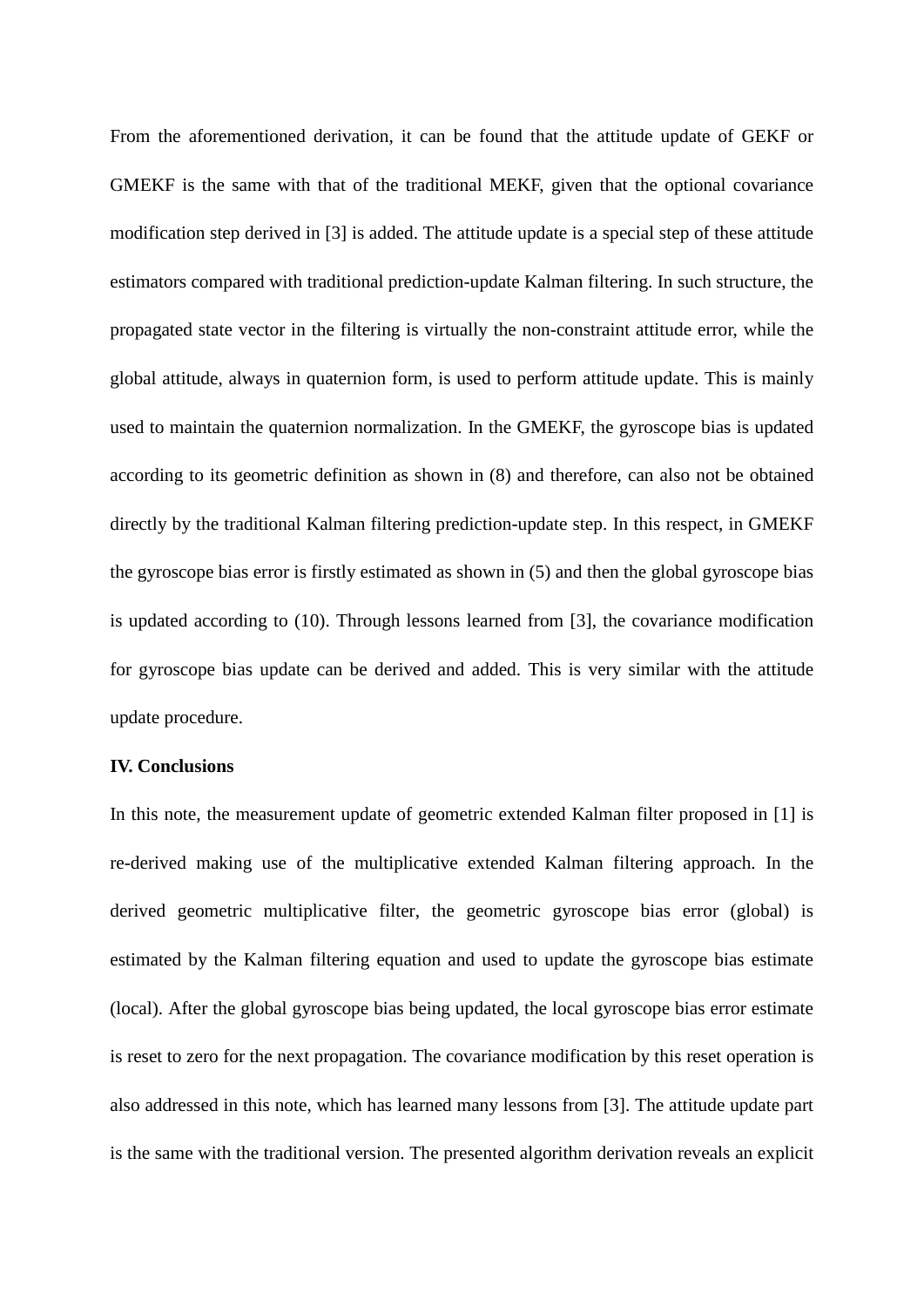From the aforementioned derivation, it can be found that the attitude update of GEKF or GMEKF is the same with that of the traditional MEKF, given that the optional covariance modification step derived in [3] is added. The attitude update is a special step of these attitude estimators compared with traditional prediction-update Kalman filtering. In such structure, the propagated state vector in the filtering is virtually the non-constraint attitude error, while the global attitude, always in quaternion form, is used to perform attitude update. This is mainly used to maintain the quaternion normalization. In the GMEKF, the gyroscope bias is updated according to its geometric definition as shown in (8) and therefore, can also not be obtained directly by the traditional Kalman filtering prediction-update step. In this respect, in GMEKF the gyroscope bias error is firstly estimated as shown in (5) and then the global gyroscope bias is updated according to (10). Through lessons learned from [3], the covariance modification for gyroscope bias update can be derived and added. This is very similar with the attitude update procedure.

**IV. Conclusions**

In this note, the measurement update of geometric extended Kalman filter proposed in [1] is re-derived making use of the multiplicative extended Kalman filtering approach. In the derived geometric multiplicative filter, the geometric gyroscope bias error (global) is estimated by the Kalman filtering equation and used to update the gyroscope bias estimate (local). After the global gyroscope bias being updated, the local gyroscope bias error estimate is reset to zero for the next propagation. The covariance modification by this reset operation is also addressed in this note, which has learned many lessons from [3]. The attitude update part is the same with the traditional version. The presented algorithm derivation reveals an explicit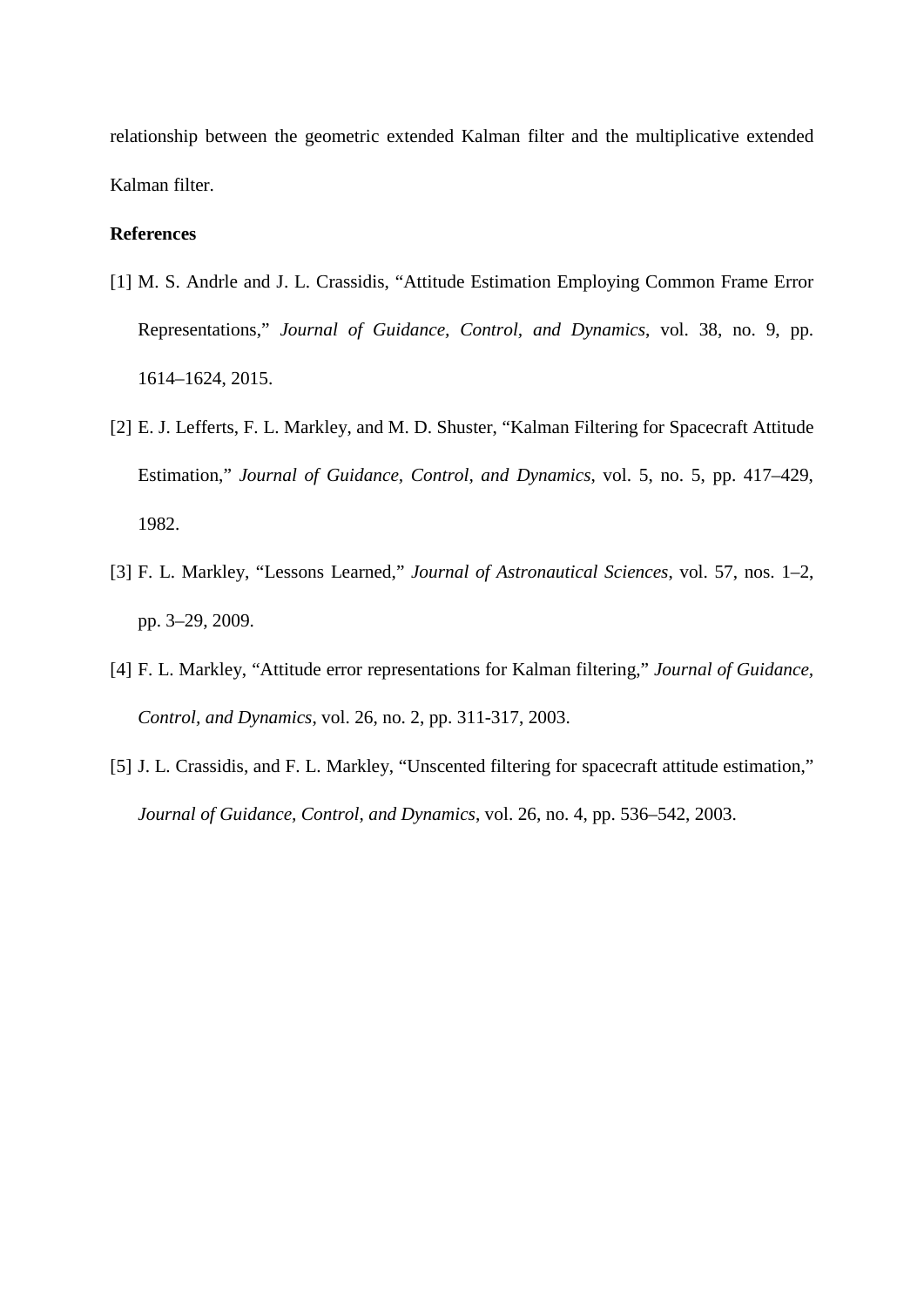relationship between the geometric extended Kalman filter and the multiplicative extended Kalman filter.

**References**

[1] M. S. Andrle and J. L. Crassidis, "Attitude Estimation Employing Common Frame Error Representations," *Journal of Guidance, Control, and Dynamics*, vol. 38, no. 9, pp. 1614–1624, 2015.

[2] E. J. Lefferts, F. L. Markley, and M. D. Shuster, "Kalman Filtering for Spacecraft Attitude Estimation," *Journal of Guidance, Control, and Dynamics*, vol. 5, no. 5, pp. 417–429, 1982.

[3] F. L. Markley, "Lessons Learned," *Journal of Astronautical Sciences*, vol. 57, nos. 1–2, pp. 3–29, 2009.

[4] F. L. Markley, "Attitude error representations for Kalman filtering," *Journal of Guidance, Control, and Dynamics*, vol. 26, no. 2, pp. 311-317, 2003.

[5] J. L. Crassidis, and F. L. Markley, "Unscented filtering for spacecraft attitude estimation," *Journal of Guidance, Control, and Dynamics*, vol. 26, no. 4, pp. 536–542, 2003.